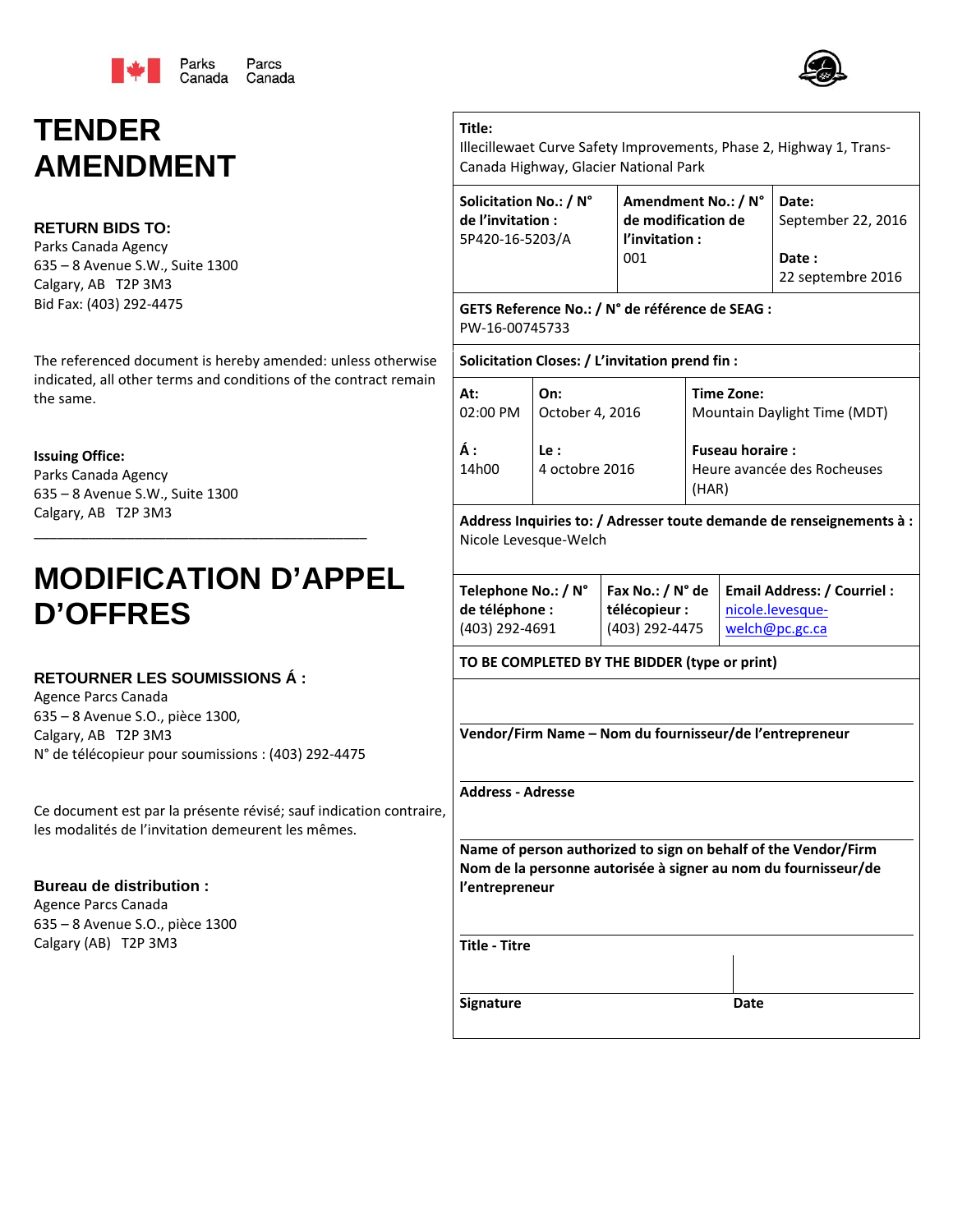Parks Canada | Parcs Canada

# TENDER AMENDMENT

### RETURN BIDS TO:

Parks Canada Agency
635 – 8 Avenue S.W., Suite 1300
Calgary, AB T2P 3M3
Bid Fax: (403) 292-4475

The referenced document is hereby amended: unless otherwise indicated, all other terms and conditions of the contract remain the same.

**Issuing Office:**
Parks Canada Agency
635 – 8 Avenue S.W., Suite 1300
Calgary, AB T2P 3M3

---

# MODIFICATION D'APPEL D'OFFRES

### RETOURNER LES SOUMISSIONS Á :

Agence Parcs Canada
635 – 8 Avenue S.O., pièce 1300,
Calgary, AB T2P 3M3
N° de télécopieur pour soumissions : (403) 292-4475

Ce document est par la présente révisé; sauf indication contraire, les modalités de l'invitation demeurent les mêmes.

### Bureau de distribution :

Agence Parcs Canada
635 – 8 Avenue S.O., pièce 1300
Calgary (AB) T2P 3M3

---

**Title:**
Illecillewaet Curve Safety Improvements, Phase 2, Highway 1, Trans-Canada Highway, Glacier National Park

| Solicitation No.: / N° de l'invitation : | Amendment No.: / N° de modification de l'invitation : | Date: |
|---|---|---|
| 5P420-16-5203/A | 001 | September 22, 2016<br>**Date :** 22 septembre 2016 |

**GETS Reference No.: / N° de référence de SEAG :**
PW-16-00745733

**Solicitation Closes: / L'invitation prend fin :**

| At: | On: | Time Zone: |
|---|---|---|
| 02:00 PM | October 4, 2016 | Mountain Daylight Time (MDT) |
| **Á :** | **Le :** | **Fuseau horaire :** |
| 14h00 | 4 octobre 2016 | Heure avancée des Rocheuses (HAR) |

**Address Inquiries to: / Adresser toute demande de renseignements à :**
Nicole Levesque-Welch

| Telephone No.: / N° de téléphone : | Fax No.: / N° de télécopieur : | Email Address: / Courriel : |
|---|---|---|
| (403) 292-4691 | (403) 292-4475 | nicole.levesque-welch@pc.gc.ca |

**TO BE COMPLETED BY THE BIDDER (type or print)**

**Vendor/Firm Name – Nom du fournisseur/de l'entrepreneur**

**Address - Adresse**

**Name of person authorized to sign on behalf of the Vendor/Firm**
**Nom de la personne autorisée à signer au nom du fournisseur/de l'entrepreneur**

**Title - Titre**

**Signature** | **Date**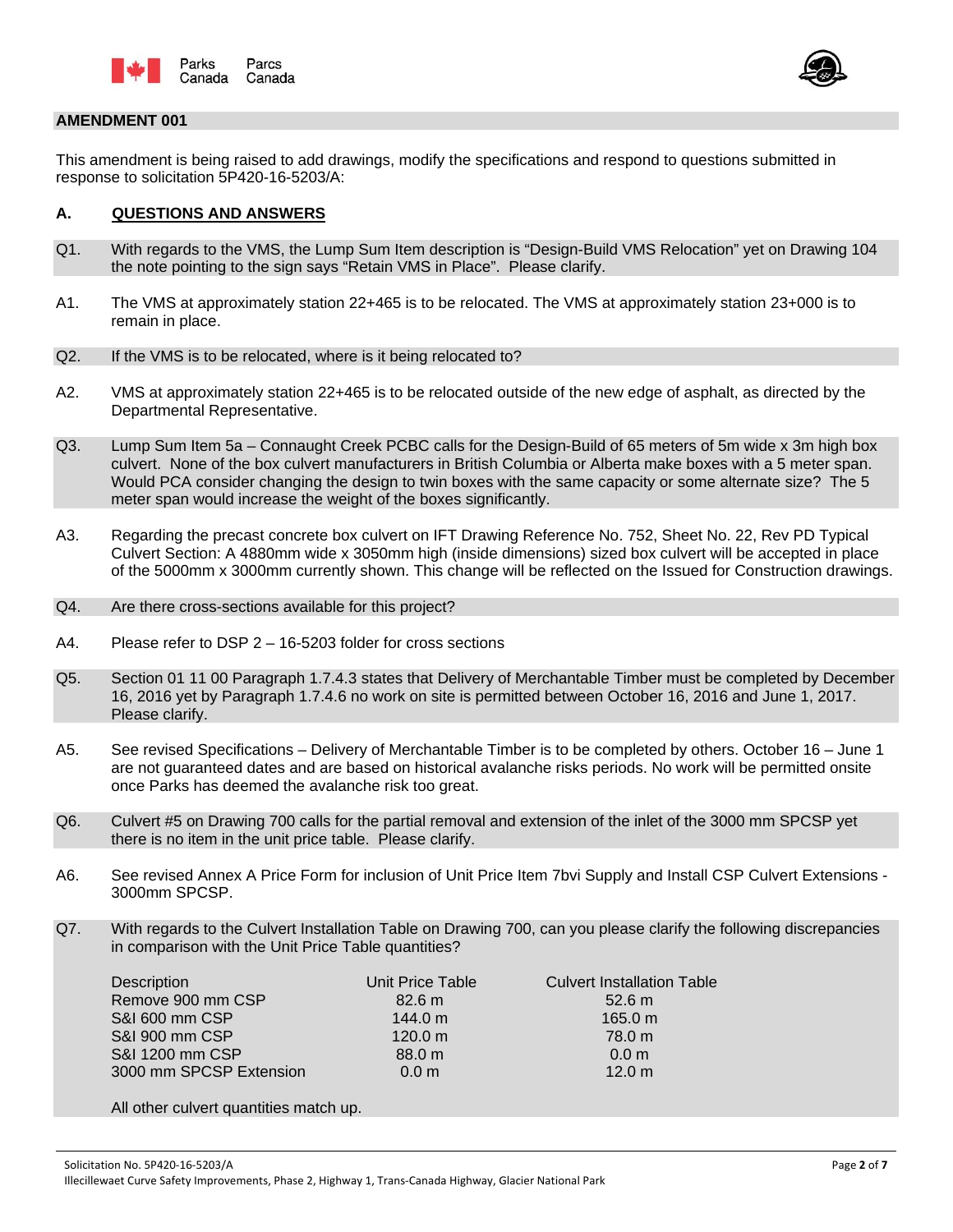## AMENDMENT 001

This amendment is being raised to add drawings, modify the specifications and respond to questions submitted in response to solicitation 5P420-16-5203/A:

### A. QUESTIONS AND ANSWERS

Q1. With regards to the VMS, the Lump Sum Item description is "Design-Build VMS Relocation" yet on Drawing 104 the note pointing to the sign says "Retain VMS in Place". Please clarify.

A1. The VMS at approximately station 22+465 is to be relocated. The VMS at approximately station 23+000 is to remain in place.

Q2. If the VMS is to be relocated, where is it being relocated to?

A2. VMS at approximately station 22+465 is to be relocated outside of the new edge of asphalt, as directed by the Departmental Representative.

Q3. Lump Sum Item 5a – Connaught Creek PCBC calls for the Design-Build of 65 meters of 5m wide x 3m high box culvert. None of the box culvert manufacturers in British Columbia or Alberta make boxes with a 5 meter span. Would PCA consider changing the design to twin boxes with the same capacity or some alternate size? The 5 meter span would increase the weight of the boxes significantly.

A3. Regarding the precast concrete box culvert on IFT Drawing Reference No. 752, Sheet No. 22, Rev PD Typical Culvert Section: A 4880mm wide x 3050mm high (inside dimensions) sized box culvert will be accepted in place of the 5000mm x 3000mm currently shown. This change will be reflected on the Issued for Construction drawings.

Q4. Are there cross-sections available for this project?

A4. Please refer to DSP 2 – 16-5203 folder for cross sections

Q5. Section 01 11 00 Paragraph 1.7.4.3 states that Delivery of Merchantable Timber must be completed by December 16, 2016 yet by Paragraph 1.7.4.6 no work on site is permitted between October 16, 2016 and June 1, 2017. Please clarify.

A5. See revised Specifications – Delivery of Merchantable Timber is to be completed by others. October 16 – June 1 are not guaranteed dates and are based on historical avalanche risks periods. No work will be permitted onsite once Parks has deemed the avalanche risk too great.

Q6. Culvert #5 on Drawing 700 calls for the partial removal and extension of the inlet of the 3000 mm SPCSP yet there is no item in the unit price table. Please clarify.

A6. See revised Annex A Price Form for inclusion of Unit Price Item 7bvi Supply and Install CSP Culvert Extensions - 3000mm SPCSP.

Q7. With regards to the Culvert Installation Table on Drawing 700, can you please clarify the following discrepancies in comparison with the Unit Price Table quantities?

| Description | Unit Price Table | Culvert Installation Table |
|---|---|---|
| Remove 900 mm CSP | 82.6 m | 52.6 m |
| S&I 600 mm CSP | 144.0 m | 165.0 m |
| S&I 900 mm CSP | 120.0 m | 78.0 m |
| S&I 1200 mm CSP | 88.0 m | 0.0 m |
| 3000 mm SPCSP Extension | 0.0 m | 12.0 m |

All other culvert quantities match up.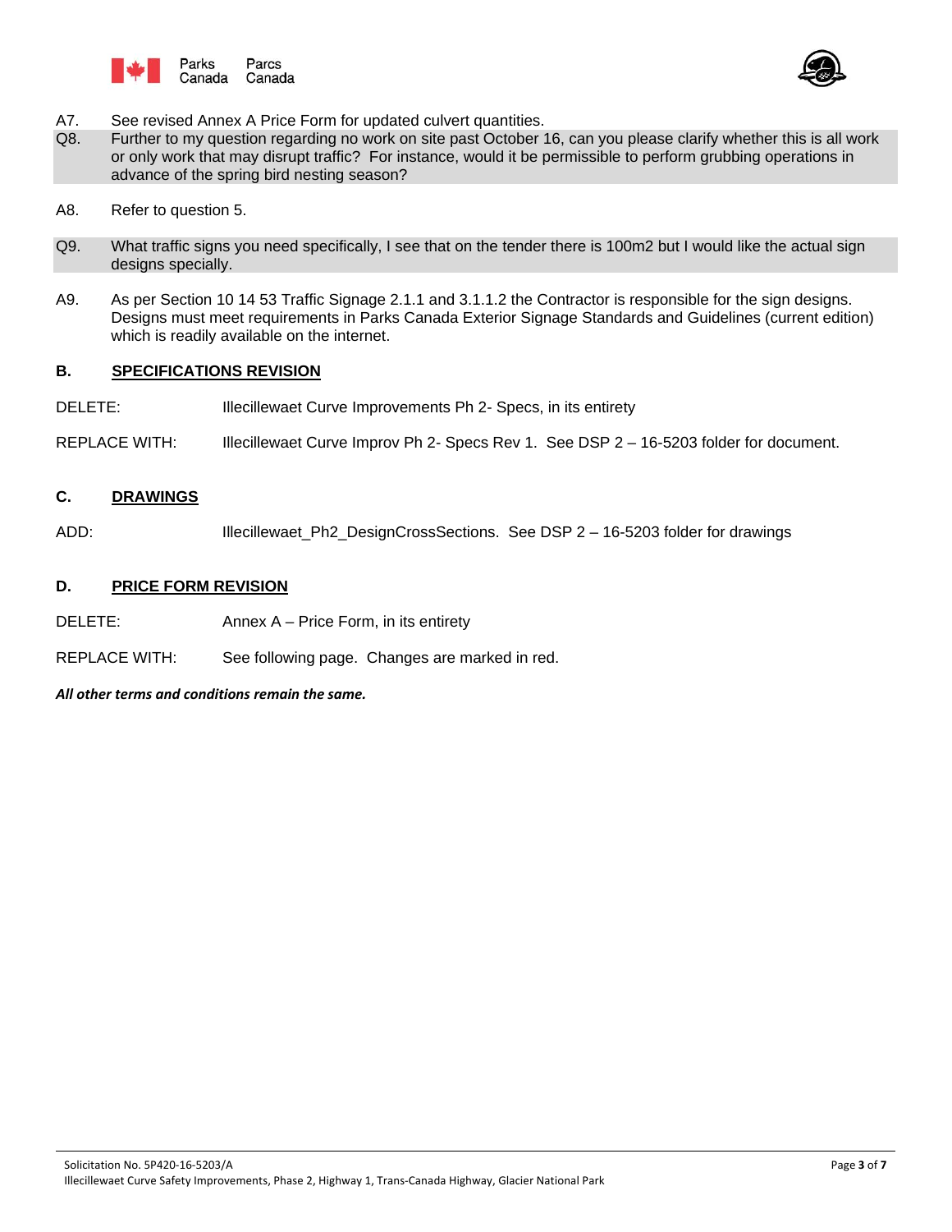A7. See revised Annex A Price Form for updated culvert quantities.

Q8. Further to my question regarding no work on site past October 16, can you please clarify whether this is all work or only work that may disrupt traffic? For instance, would it be permissible to perform grubbing operations in advance of the spring bird nesting season?

A8. Refer to question 5.

Q9. What traffic signs you need specifically, I see that on the tender there is 100m2 but I would like the actual sign designs specially.

A9. As per Section 10 14 53 Traffic Signage 2.1.1 and 3.1.1.2 the Contractor is responsible for the sign designs. Designs must meet requirements in Parks Canada Exterior Signage Standards and Guidelines (current edition) which is readily available on the internet.

## B. SPECIFICATIONS REVISION

DELETE: Illecillewaet Curve Improvements Ph 2- Specs, in its entirety

REPLACE WITH: Illecillewaet Curve Improv Ph 2- Specs Rev 1. See DSP 2 – 16-5203 folder for document.

## C. DRAWINGS

ADD: Illecillewaet_Ph2_DesignCrossSections. See DSP 2 – 16-5203 folder for drawings

## D. PRICE FORM REVISION

DELETE: Annex A – Price Form, in its entirety

REPLACE WITH: See following page. Changes are marked in red.

***All other terms and conditions remain the same.***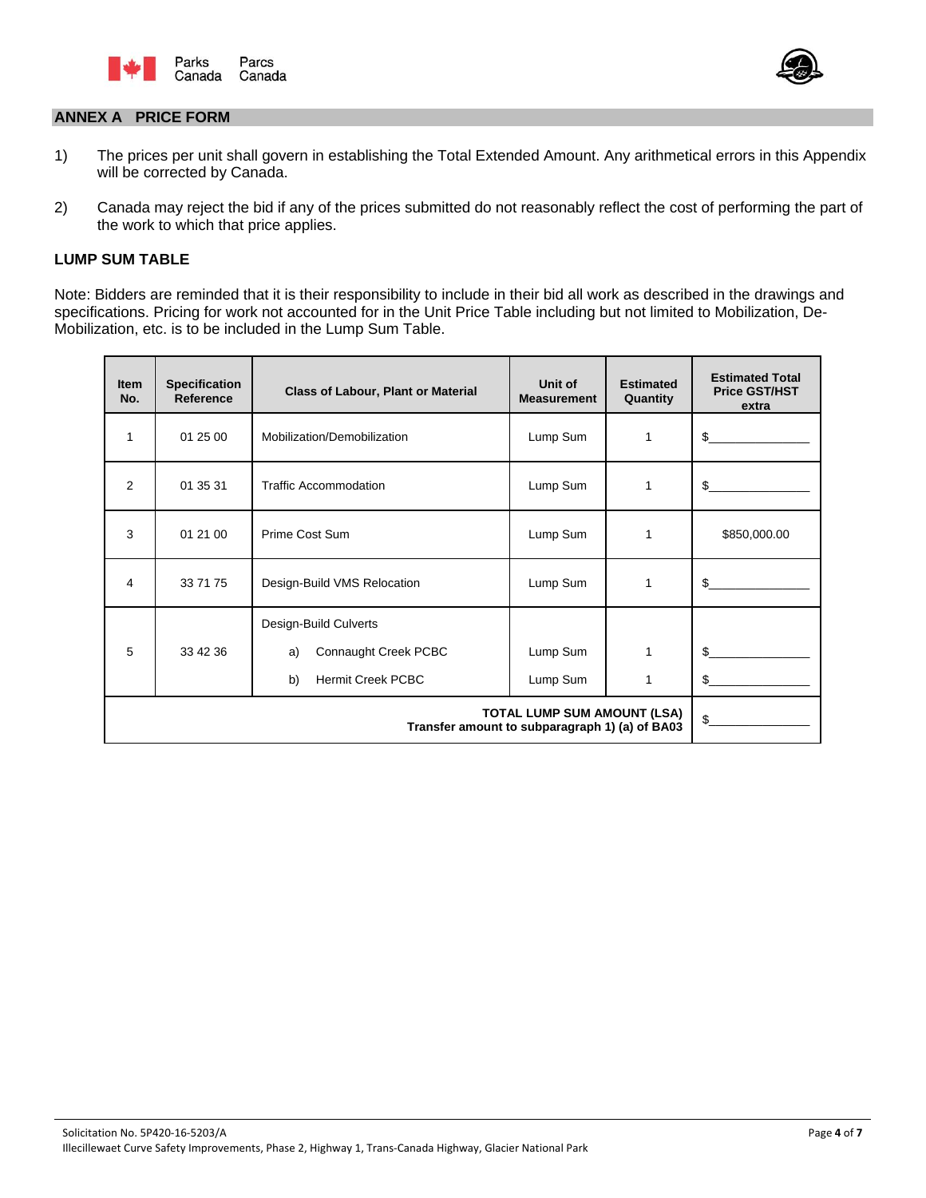## ANNEX A PRICE FORM

1) The prices per unit shall govern in establishing the Total Extended Amount. Any arithmetical errors in this Appendix will be corrected by Canada.

2) Canada may reject the bid if any of the prices submitted do not reasonably reflect the cost of performing the part of the work to which that price applies.

### LUMP SUM TABLE

Note: Bidders are reminded that it is their responsibility to include in their bid all work as described in the drawings and specifications. Pricing for work not accounted for in the Unit Price Table including but not limited to Mobilization, De-Mobilization, etc. is to be included in the Lump Sum Table.

| Item No. | Specification Reference | Class of Labour, Plant or Material | Unit of Measurement | Estimated Quantity | Estimated Total Price GST/HST extra |
|---|---|---|---|---|---|
| 1 | 01 25 00 | Mobilization/Demobilization | Lump Sum | 1 | $_______________ |
| 2 | 01 35 31 | Traffic Accommodation | Lump Sum | 1 | $_______________ |
| 3 | 01 21 00 | Prime Cost Sum | Lump Sum | 1 | $850,000.00 |
| 4 | 33 71 75 | Design-Build VMS Relocation | Lump Sum | 1 | $_______________ |
| 5 | 33 42 36 | Design-Build Culverts | | | |
| | | a) Connaught Creek PCBC | Lump Sum | 1 | $_______________ |
| | | b) Hermit Creek PCBC | Lump Sum | 1 | $_______________ |
| **TOTAL LUMP SUM AMOUNT (LSA) Transfer amount to subparagraph 1) (a) of BA03** | | | | | $_______________ |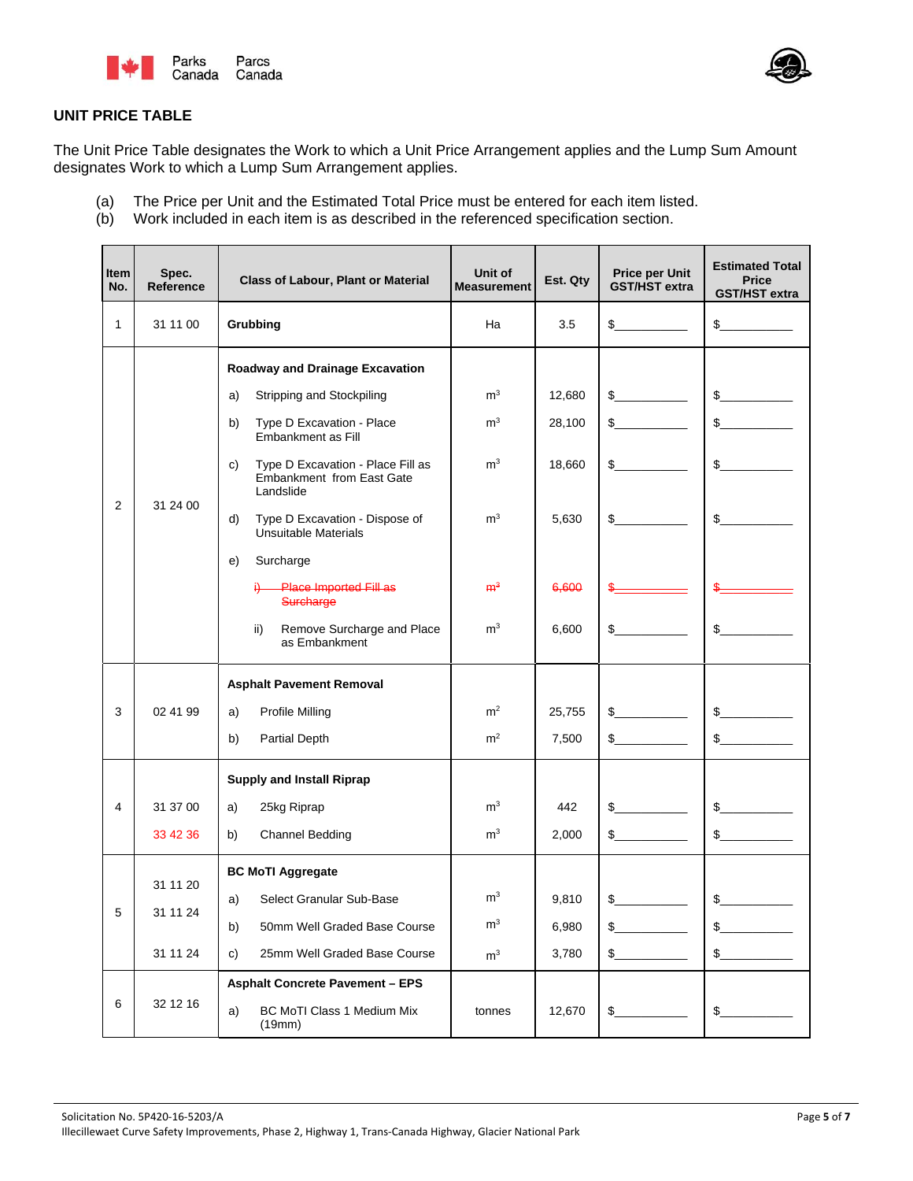## UNIT PRICE TABLE

The Unit Price Table designates the Work to which a Unit Price Arrangement applies and the Lump Sum Amount designates Work to which a Lump Sum Arrangement applies.

(a) The Price per Unit and the Estimated Total Price must be entered for each item listed.
(b) Work included in each item is as described in the referenced specification section.

| Item No. | Spec. Reference | Class of Labour, Plant or Material | Unit of Measurement | Est. Qty | Price per Unit GST/HST extra | Estimated Total Price GST/HST extra |
|---|---|---|---|---|---|---|
| 1 | 31 11 00 | **Grubbing** | Ha | 3.5 | $__________ | $__________ |
| 2 | 31 24 00 | **Roadway and Drainage Excavation** | | | | |
| | | a) Stripping and Stockpiling | $m^3$ | 12,680 | $__________ | $__________ |
| | | b) Type D Excavation - Place Embankment as Fill | $m^3$ | 28,100 | $__________ | $__________ |
| | | c) Type D Excavation - Place Fill as Embankment from East Gate Landslide | $m^3$ | 18,660 | $__________ | $__________ |
| | | d) Type D Excavation - Dispose of Unsuitable Materials | $m^3$ | 5,630 | $__________ | $__________ |
| | | e) Surcharge | | | | |
| | | ~~i) Place Imported Fill as Surcharge~~ | ~~$m^3$~~ | ~~6,600~~ | ~~$__________~~ | ~~$__________~~ |
| | | ii) Remove Surcharge and Place as Embankment | $m^3$ | 6,600 | $__________ | $__________ |
| 3 | 02 41 99 | **Asphalt Pavement Removal** | | | | |
| | | a) Profile Milling | $m^2$ | 25,755 | $__________ | $__________ |
| | | b) Partial Depth | $m^2$ | 7,500 | $__________ | $__________ |
| 4 | | **Supply and Install Riprap** | | | | |
| | 31 37 00 | a) 25kg Riprap | $m^3$ | 442 | $__________ | $__________ |
| | 33 42 36 | b) Channel Bedding | $m^3$ | 2,000 | $__________ | $__________ |
| 5 | | **BC MoTI Aggregate** | | | | |
| | 31 11 20 | a) Select Granular Sub-Base | $m^3$ | 9,810 | $__________ | $__________ |
| | 31 11 24 | b) 50mm Well Graded Base Course | $m^3$ | 6,980 | $__________ | $__________ |
| | 31 11 24 | c) 25mm Well Graded Base Course | $m^3$ | 3,780 | $__________ | $__________ |
| 6 | 32 12 16 | **Asphalt Concrete Pavement – EPS** | | | | |
| | | a) BC MoTI Class 1 Medium Mix (19mm) | tonnes | 12,670 | $__________ | $__________ |

Solicitation No. 5P420-16-5203/A
Illecillewaet Curve Safety Improvements, Phase 2, Highway 1, Trans-Canada Highway, Glacier National Park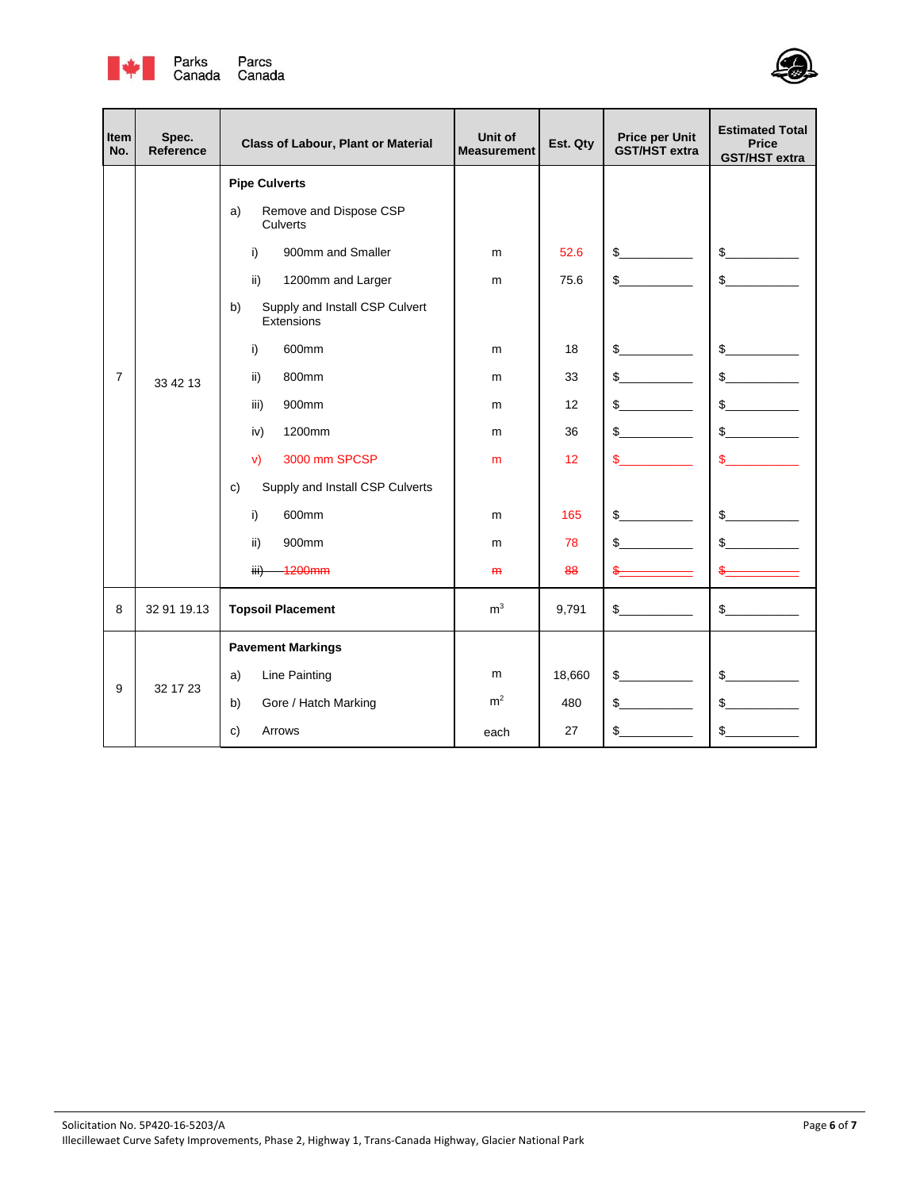| Item No. | Spec. Reference | Class of Labour, Plant or Material | Unit of Measurement | Est. Qty | Price per Unit GST/HST extra | Estimated Total Price GST/HST extra |
|---|---|---|---|---|---|---|
| 7 | 33 42 13 | **Pipe Culverts** | | | | |
| | | a) Remove and Dispose CSP Culverts | | | | |
| | | i) 900mm and Smaller | m | 52.6 | $\_\_\_\_\_\_\_\_\_\_ | $\_\_\_\_\_\_\_\_\_\_ |
| | | ii) 1200mm and Larger | m | 75.6 | $\_\_\_\_\_\_\_\_\_\_ | $\_\_\_\_\_\_\_\_\_\_ |
| | | b) Supply and Install CSP Culvert Extensions | | | | |
| | | i) 600mm | m | 18 | $\_\_\_\_\_\_\_\_\_\_ | $\_\_\_\_\_\_\_\_\_\_ |
| | | ii) 800mm | m | 33 | $\_\_\_\_\_\_\_\_\_\_ | $\_\_\_\_\_\_\_\_\_\_ |
| | | iii) 900mm | m | 12 | $\_\_\_\_\_\_\_\_\_\_ | $\_\_\_\_\_\_\_\_\_\_ |
| | | iv) 1200mm | m | 36 | $\_\_\_\_\_\_\_\_\_\_ | $\_\_\_\_\_\_\_\_\_\_ |
| | | v) 3000 mm SPCSP | m | 12 | $\_\_\_\_\_\_\_\_\_\_ | $\_\_\_\_\_\_\_\_\_\_ |
| | | c) Supply and Install CSP Culverts | | | | |
| | | i) 600mm | m | 165 | $\_\_\_\_\_\_\_\_\_\_ | $\_\_\_\_\_\_\_\_\_\_ |
| | | ii) 900mm | m | 78 | $\_\_\_\_\_\_\_\_\_\_ | $\_\_\_\_\_\_\_\_\_\_ |
| | | ~~iii) 1200mm~~ | ~~m~~ | ~~88~~ | ~~$\_\_\_\_\_\_\_\_\_\_~~ | ~~$\_\_\_\_\_\_\_\_\_\_~~ |
| 8 | 32 91 19.13 | **Topsoil Placement** | $m^3$ | 9,791 | $\_\_\_\_\_\_\_\_\_\_ | $\_\_\_\_\_\_\_\_\_\_ |
| 9 | 32 17 23 | **Pavement Markings** | | | | |
| | | a) Line Painting | m | 18,660 | $\_\_\_\_\_\_\_\_\_\_ | $\_\_\_\_\_\_\_\_\_\_ |
| | | b) Gore / Hatch Marking | $m^2$ | 480 | $\_\_\_\_\_\_\_\_\_\_ | $\_\_\_\_\_\_\_\_\_\_ |
| | | c) Arrows | each | 27 | $\_\_\_\_\_\_\_\_\_\_ | $\_\_\_\_\_\_\_\_\_\_ |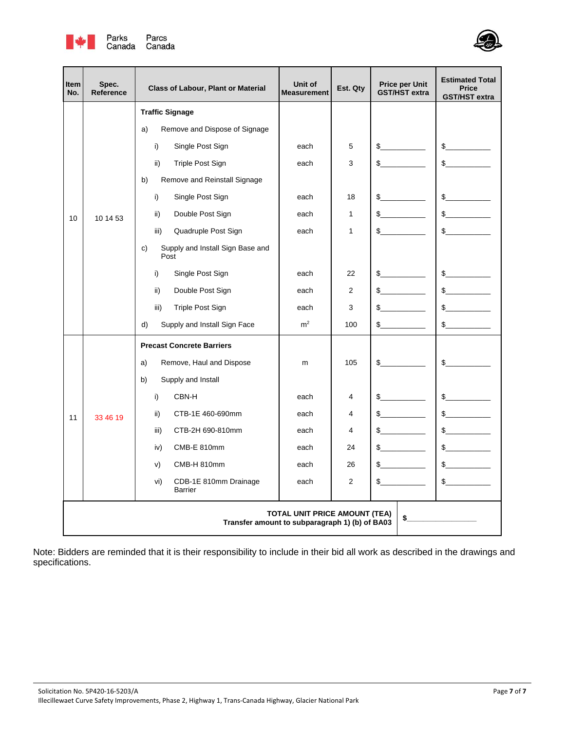| Item No. | Spec. Reference | Class of Labour, Plant or Material | Unit of Measurement | Est. Qty | Price per Unit GST/HST extra | Estimated Total Price GST/HST extra |
|---|---|---|---|---|---|---|
| 10 | 10 14 53 | **Traffic Signage** | | | | |
| | | a) Remove and Dispose of Signage | | | | |
| | | i) Single Post Sign | each | 5 | $__________ | $__________ |
| | | ii) Triple Post Sign | each | 3 | $__________ | $__________ |
| | | b) Remove and Reinstall Signage | | | | |
| | | i) Single Post Sign | each | 18 | $__________ | $__________ |
| | | ii) Double Post Sign | each | 1 | $__________ | $__________ |
| | | iii) Quadruple Post Sign | each | 1 | $__________ | $__________ |
| | | c) Supply and Install Sign Base and Post | | | | |
| | | i) Single Post Sign | each | 22 | $__________ | $__________ |
| | | ii) Double Post Sign | each | 2 | $__________ | $__________ |
| | | iii) Triple Post Sign | each | 3 | $__________ | $__________ |
| | | d) Supply and Install Sign Face | $m^2$ | 100 | $__________ | $__________ |
| 11 | 33 46 19 | **Precast Concrete Barriers** | | | | |
| | | a) Remove, Haul and Dispose | m | 105 | $__________ | $__________ |
| | | b) Supply and Install | | | | |
| | | i) CBN-H | each | 4 | $__________ | $__________ |
| | | ii) CTB-1E 460-690mm | each | 4 | $__________ | $__________ |
| | | iii) CTB-2H 690-810mm | each | 4 | $__________ | $__________ |
| | | iv) CMB-E 810mm | each | 24 | $__________ | $__________ |
| | | v) CMB-H 810mm | each | 26 | $__________ | $__________ |
| | | vi) CDB-1E 810mm Drainage Barrier | each | 2 | $__________ | $__________ |
| | | **TOTAL UNIT PRICE AMOUNT (TEA)** **Transfer amount to subparagraph 1) (b) of BA03** | | | | **$______________** |

Note: Bidders are reminded that it is their responsibility to include in their bid all work as described in the drawings and specifications.

Solicitation No. 5P420-16-5203/A
Illecillewaet Curve Safety Improvements, Phase 2, Highway 1, Trans-Canada Highway, Glacier National Park